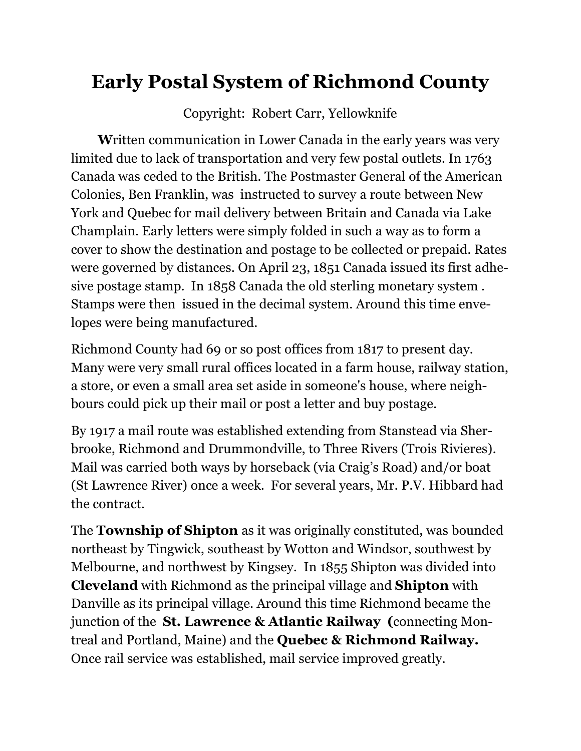# Early Postal System of Richmond County

Copyright: Robert Carr, Yellowknife

**W**ritten communication in Lower Canada in the early years was very limited due to lack of transportation and very few postal outlets. In 1763 Canada was ceded to the British. The Postmaster General of the American Colonies, Ben Franklin, was instructed to survey a route between New York and Quebec for mail delivery between Britain and Canada via Lake Champlain. Early letters were simply folded in such a way as to form a cover to show the destination and postage to be collected or prepaid. Rates were governed by distances. On April 23, 1851 Canada issued its first adhesive postage stamp. In 1858 Canada the old sterling monetary system . Stamps were then issued in the decimal system. Around this time envelopes were being manufactured.

Richmond County had 69 or so post offices from 1817 to present day. Many were very small rural offices located in a farm house, railway station, a store, or even a small area set aside in someone's house, where neighbours could pick up their mail or post a letter and buy postage.

By 1917 a mail route was established extending from Stanstead via Sherbrooke, Richmond and Drummondville, to Three Rivers (Trois Rivieres). Mail was carried both ways by horseback (via Craig's Road) and/or boat (St Lawrence River) once a week. For several years, Mr. P.V. Hibbard had the contract.

The **Township of Shipton** as it was originally constituted, was bounded northeast by Tingwick, southeast by Wotton and Windsor, southwest by Melbourne, and northwest by Kingsey. In 1855 Shipton was divided into **Cleveland** with Richmond as the principal village and **Shipton** with Danville as its principal village. Around this time Richmond became the junction of the **St. Lawrence & Atlantic Railway (**connecting Montreal and Portland, Maine) and the **Quebec & Richmond Railway.** Once rail service was established, mail service improved greatly.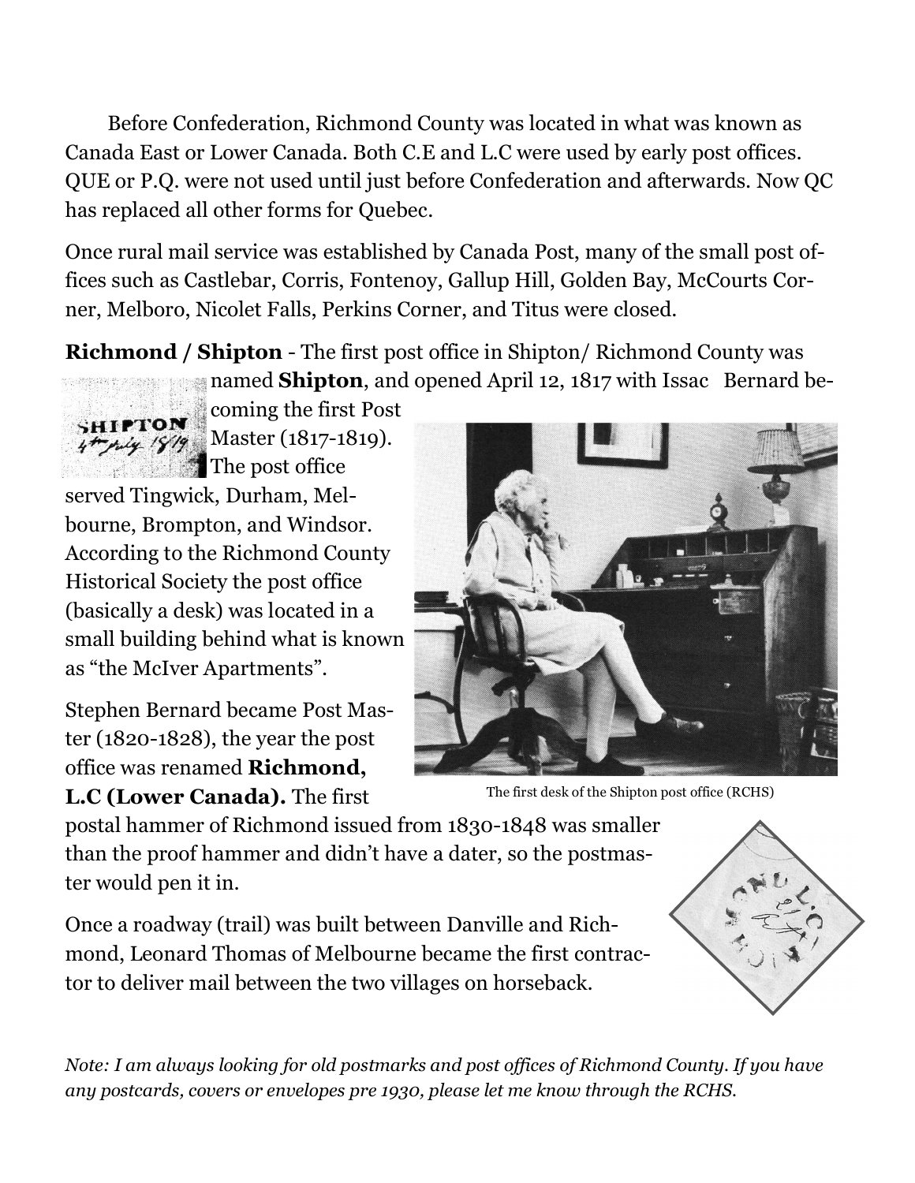Before Confederation, Richmond County was located in what was known as Canada East or Lower Canada. Both C.E and L.C were used by early post offices. QUE or P.Q. were not used until just before Confederation and afterwards. Now QC has replaced all other forms for Quebec.

Once rural mail service was established by Canada Post, many of the small post offices such as Castlebar, Corris, Fontenoy, Gallup Hill, Golden Bay, McCourts Corner, Melboro, Nicolet Falls, Perkins Corner, and Titus were closed.

**Richmond / Shipton** - The first post office in Shipton/ Richmond County was named **Shipton**, and opened April 12, 1817 with Issac Bernard becoming the first Post Master (1817-1819). The post office served Tingwick, Durham, Melbourne, Brompton, and Windsor. According to the Richmond County Historical Society the post office (basically a desk) was located in a small building behind what is known as "the McIver Apartments".

The first desk of the Shipton post office (RCHS)

Stephen Bernard became Post Master (1820-1828), the year the post office was renamed **Richmond, L.C (Lower Canada).** The first postal hammer of Richmond issued from 1830-1848 was smaller than the proof hammer and didn't have a dater, so the postmaster would pen it in.

Once a roadway (trail) was built between Danville and Richmond, Leonard Thomas of Melbourne became the first contractor to deliver mail between the two villages on horseback.

*Note: I am always looking for old postmarks and post offices of Richmond County. If you have any postcards, covers or envelopes pre 1930, please let me know through the RCHS.*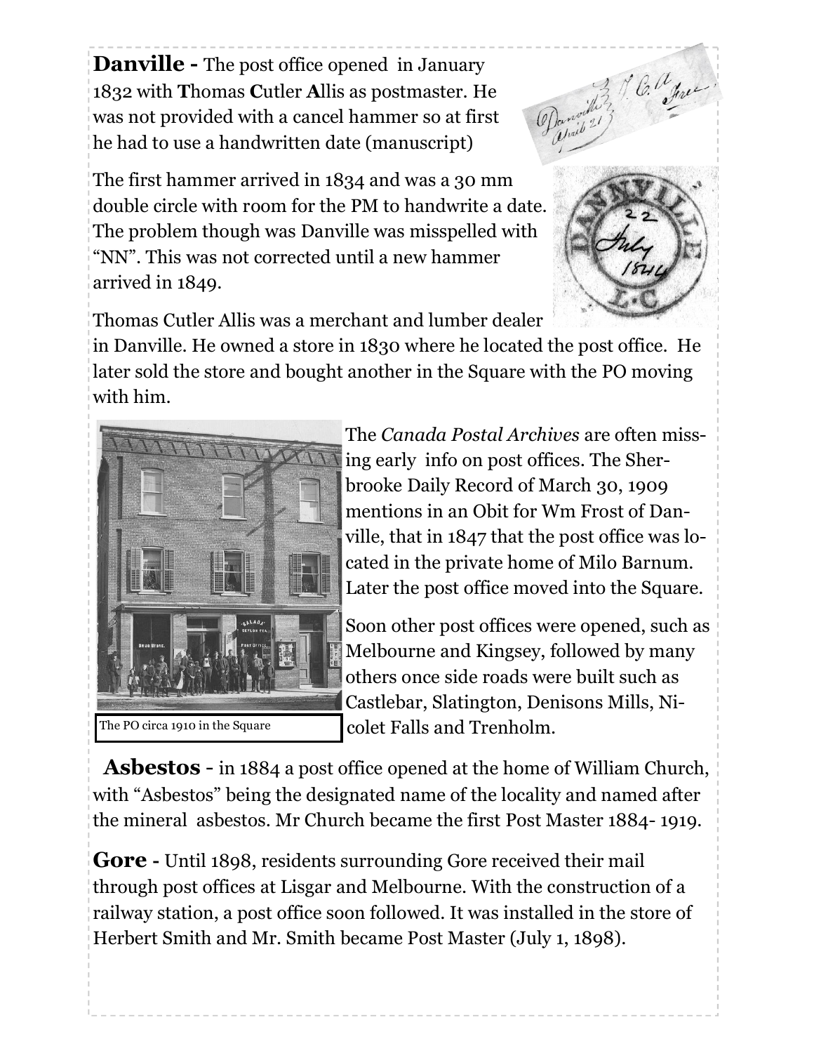**Danville -** The post office opened in January 1832 with **T**homas **C**utler **A**llis as postmaster. He was not provided with a cancel hammer so at first he had to use a handwritten date (manuscript)

The first hammer arrived in 1834 and was a 30 mm double circle with room for the PM to handwrite a date. The problem though was Danville was misspelled with "NN". This was not corrected until a new hammer arrived in 1849.

Thomas Cutler Allis was a merchant and lumber dealer in Danville. He owned a store in 1830 where he located the post office. He later sold the store and bought another in the Square with the PO moving with him.

The PO circa 1910 in the Square

The *Canada Postal Archives* are often missing early info on post offices. The Sherbrooke Daily Record of March 30, 1909 mentions in an Obit for Wm Frost of Danville, that in 1847 that the post office was located in the private home of Milo Barnum. Later the post office moved into the Square.

Soon other post offices were opened, such as Melbourne and Kingsey, followed by many others once side roads were built such as Castlebar, Slatington, Denisons Mills, Nicolet Falls and Trenholm.

**Asbestos** - in 1884 a post office opened at the home of William Church, with "Asbestos" being the designated name of the locality and named after the mineral asbestos. Mr Church became the first Post Master 1884- 1919.

**Gore -** Until 1898, residents surrounding Gore received their mail through post offices at Lisgar and Melbourne. With the construction of a railway station, a post office soon followed. It was installed in the store of Herbert Smith and Mr. Smith became Post Master (July 1, 1898).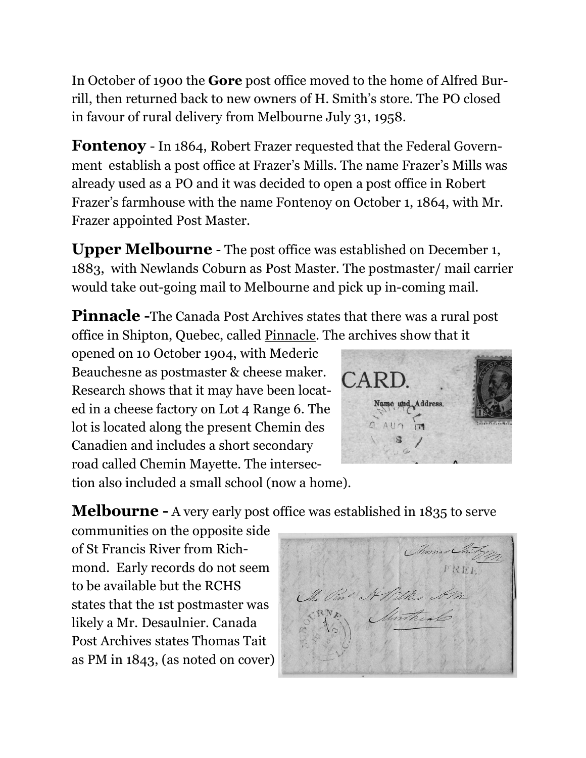In October of 1900 the **Gore** post office moved to the home of Alfred Burrill, then returned back to new owners of H. Smith's store. The PO closed in favour of rural delivery from Melbourne July 31, 1958.

**Fontenoy** - In 1864, Robert Frazer requested that the Federal Government establish a post office at Frazer's Mills. The name Frazer's Mills was already used as a PO and it was decided to open a post office in Robert Frazer's farmhouse with the name Fontenoy on October 1, 1864, with Mr. Frazer appointed Post Master.

**Upper Melbourne** - The post office was established on December 1, 1883, with Newlands Coburn as Post Master. The postmaster/ mail carrier would take out-going mail to Melbourne and pick up in-coming mail.

**Pinnacle** -The Canada Post Archives states that there was a rural post office in Shipton, Quebec, called Pinnacle. The archives show that it opened on 10 October 1904, with Mederic Beauchesne as postmaster & cheese maker. Research shows that it may have been located in a cheese factory on Lot 4 Range 6. The lot is located along the present Chemin des Canadien and includes a short secondary road called Chemin Mayette. The intersection also included a small school (now a home).

**Melbourne** - A very early post office was established in 1835 to serve communities on the opposite side of St Francis River from Richmond. Early records do not seem to be available but the RCHS states that the 1st postmaster was likely a Mr. Desaulnier. Canada Post Archives states Thomas Tait as PM in 1843, (as noted on cover)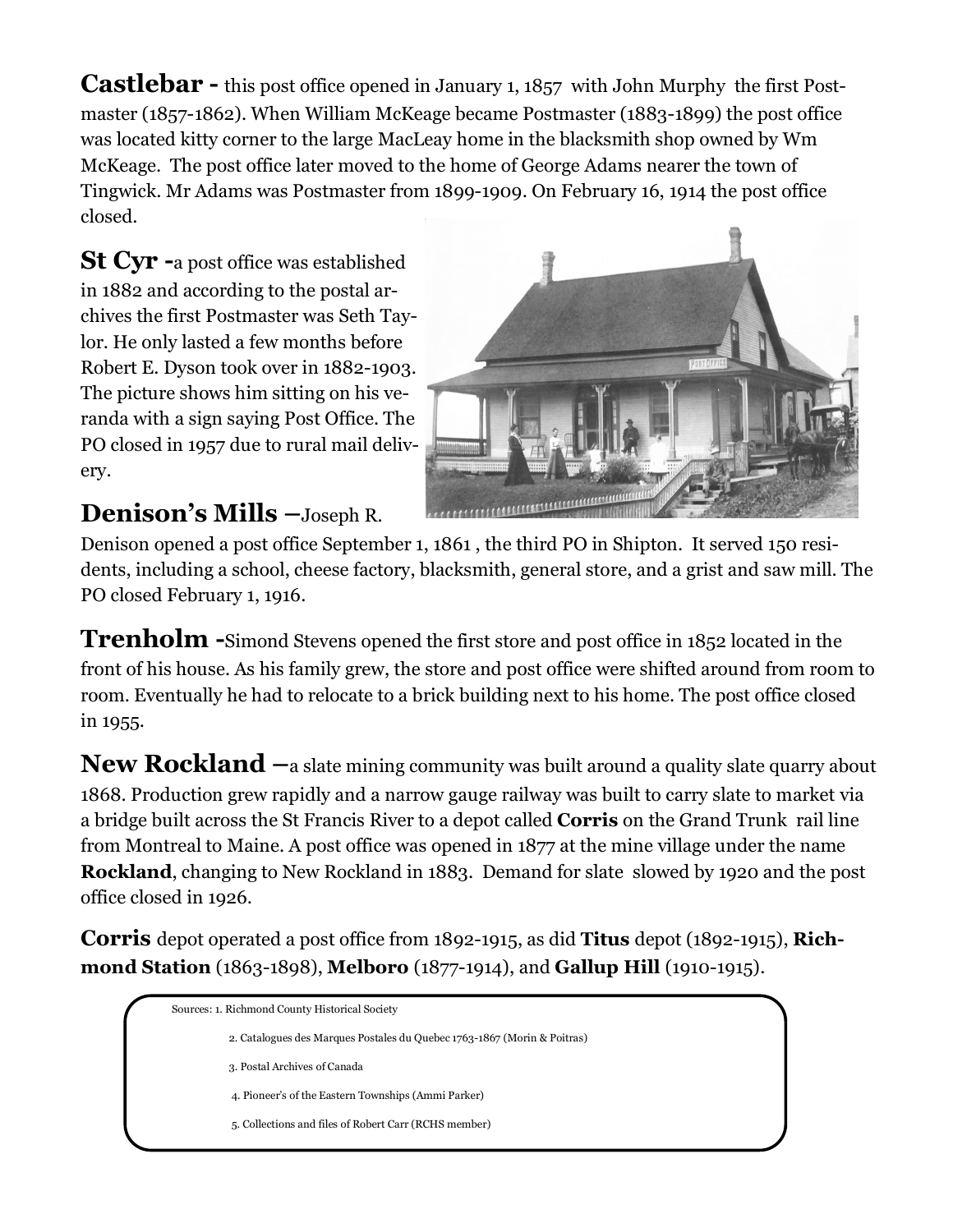**Castlebar -** this post office opened in January 1, 1857 with John Murphy the first Postmaster (1857-1862). When William McKeage became Postmaster (1883-1899) the post office was located kitty corner to the large MacLeay home in the blacksmith shop owned by Wm McKeage. The post office later moved to the home of George Adams nearer the town of Tingwick. Mr Adams was Postmaster from 1899-1909. On February 16, 1914 the post office closed.

**St Cyr -**a post office was established in 1882 and according to the postal archives the first Postmaster was Seth Taylor. He only lasted a few months before Robert E. Dyson took over in 1882-1903. The picture shows him sitting on his veranda with a sign saying Post Office. The PO closed in 1957 due to rural mail delivery.

**Denison's Mills –**Joseph R. Denison opened a post office September 1, 1861 , the third PO in Shipton. It served 150 residents, including a school, cheese factory, blacksmith, general store, and a grist and saw mill. The PO closed February 1, 1916.

**Trenholm -**Simond Stevens opened the first store and post office in 1852 located in the front of his house. As his family grew, the store and post office were shifted around from room to room. Eventually he had to relocate to a brick building next to his home. The post office closed in 1955.

**New Rockland –**a slate mining community was built around a quality slate quarry about 1868. Production grew rapidly and a narrow gauge railway was built to carry slate to market via a bridge built across the St Francis River to a depot called **Corris** on the Grand Trunk rail line from Montreal to Maine. A post office was opened in 1877 at the mine village under the name **Rockland**, changing to New Rockland in 1883. Demand for slate slowed by 1920 and the post office closed in 1926.

**Corris** depot operated a post office from 1892-1915, as did **Titus** depot (1892-1915), **Richmond Station** (1863-1898), **Melboro** (1877-1914), and **Gallup Hill** (1910-1915).

Sources: 1. Richmond County Historical Society

2. Catalogues des Marques Postales du Quebec 1763-1867 (Morin & Poitras)

3. Postal Archives of Canada

4. Pioneer's of the Eastern Townships (Ammi Parker)

5. Collections and files of Robert Carr (RCHS member)